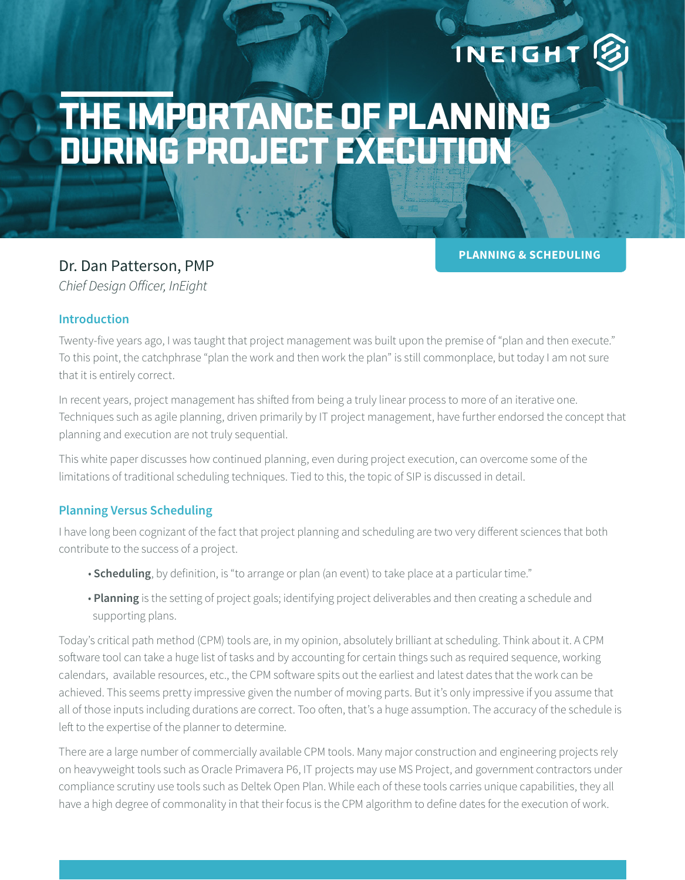INEIGHT

# THE IMPORTANCE OF PLANNING DURING PROJECT EXECUTION

PLANNING & SCHEDULING

Dr. Dan Patterson, PMP
*Chief Design Officer, InEight*

## Introduction

Twenty-five years ago, I was taught that project management was built upon the premise of "plan and then execute." To this point, the catchphrase "plan the work and then work the plan" is still commonplace, but today I am not sure that it is entirely correct.

In recent years, project management has shifted from being a truly linear process to more of an iterative one. Techniques such as agile planning, driven primarily by IT project management, have further endorsed the concept that planning and execution are not truly sequential.

This white paper discusses how continued planning, even during project execution, can overcome some of the limitations of traditional scheduling techniques. Tied to this, the topic of SIP is discussed in detail.

## Planning Versus Scheduling

I have long been cognizant of the fact that project planning and scheduling are two very different sciences that both contribute to the success of a project.

- **Scheduling**, by definition, is "to arrange or plan (an event) to take place at a particular time."
- **Planning** is the setting of project goals; identifying project deliverables and then creating a schedule and supporting plans.

Today's critical path method (CPM) tools are, in my opinion, absolutely brilliant at scheduling. Think about it. A CPM software tool can take a huge list of tasks and by accounting for certain things such as required sequence, working calendars, available resources, etc., the CPM software spits out the earliest and latest dates that the work can be achieved. This seems pretty impressive given the number of moving parts. But it's only impressive if you assume that all of those inputs including durations are correct. Too often, that's a huge assumption. The accuracy of the schedule is left to the expertise of the planner to determine.

There are a large number of commercially available CPM tools. Many major construction and engineering projects rely on heavyweight tools such as Oracle Primavera P6, IT projects may use MS Project, and government contractors under compliance scrutiny use tools such as Deltek Open Plan. While each of these tools carries unique capabilities, they all have a high degree of commonality in that their focus is the CPM algorithm to define dates for the execution of work.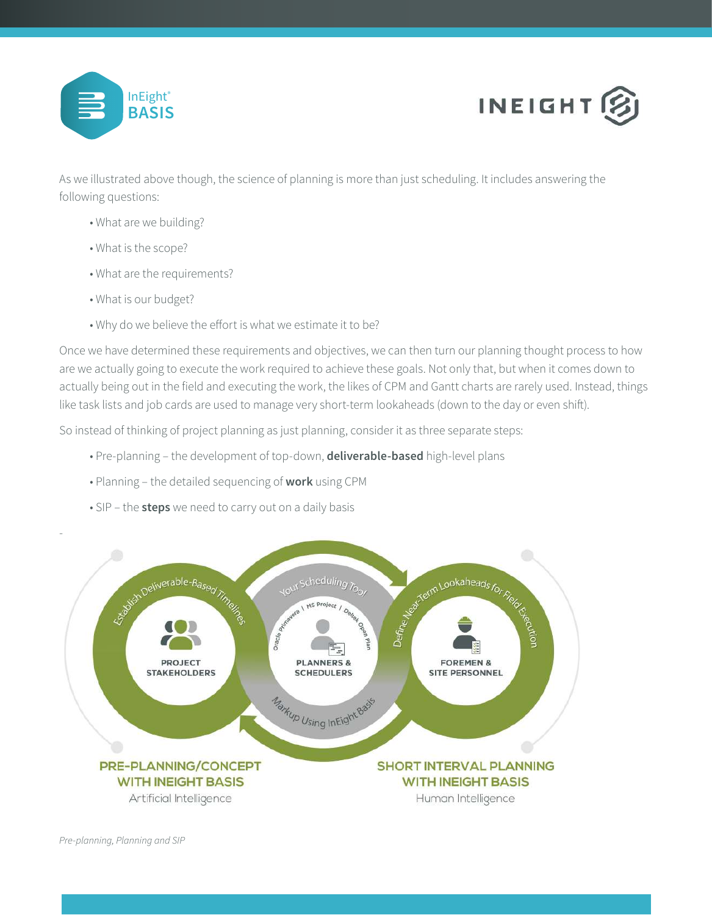As we illustrated above though, the science of planning is more than just scheduling. It includes answering the following questions:

- What are we building?
- What is the scope?
- What are the requirements?
- What is our budget?
- Why do we believe the effort is what we estimate it to be?

Once we have determined these requirements and objectives, we can then turn our planning thought process to how are we actually going to execute the work required to achieve these goals. Not only that, but when it comes down to actually being out in the field and executing the work, the likes of CPM and Gantt charts are rarely used. Instead, things like task lists and job cards are used to manage very short-term lookaheads (down to the day or even shift).

So instead of thinking of project planning as just planning, consider it as three separate steps:

- Pre-planning – the development of top-down, **deliverable-based** high-level plans
- Planning – the detailed sequencing of **work** using CPM
- SIP – the **steps** we need to carry out on a daily basis

Establish Deliverable-Based Timelines

PROJECT STAKEHOLDERS

Your Scheduling Tool

Oracle Primavera | MS Project | Deltek Open Plan

PLANNERS & SCHEDULERS

Markup Using InEight Basis

Define Near-Term Lookaheads for Field Execution

FOREMEN & SITE PERSONNEL

PRE-PLANNING/CONCEPT WITH INEIGHT BASIS

Artificial Intelligence

SHORT INTERVAL PLANNING WITH INEIGHT BASIS

Human Intelligence

*Pre-planning, Planning and SIP*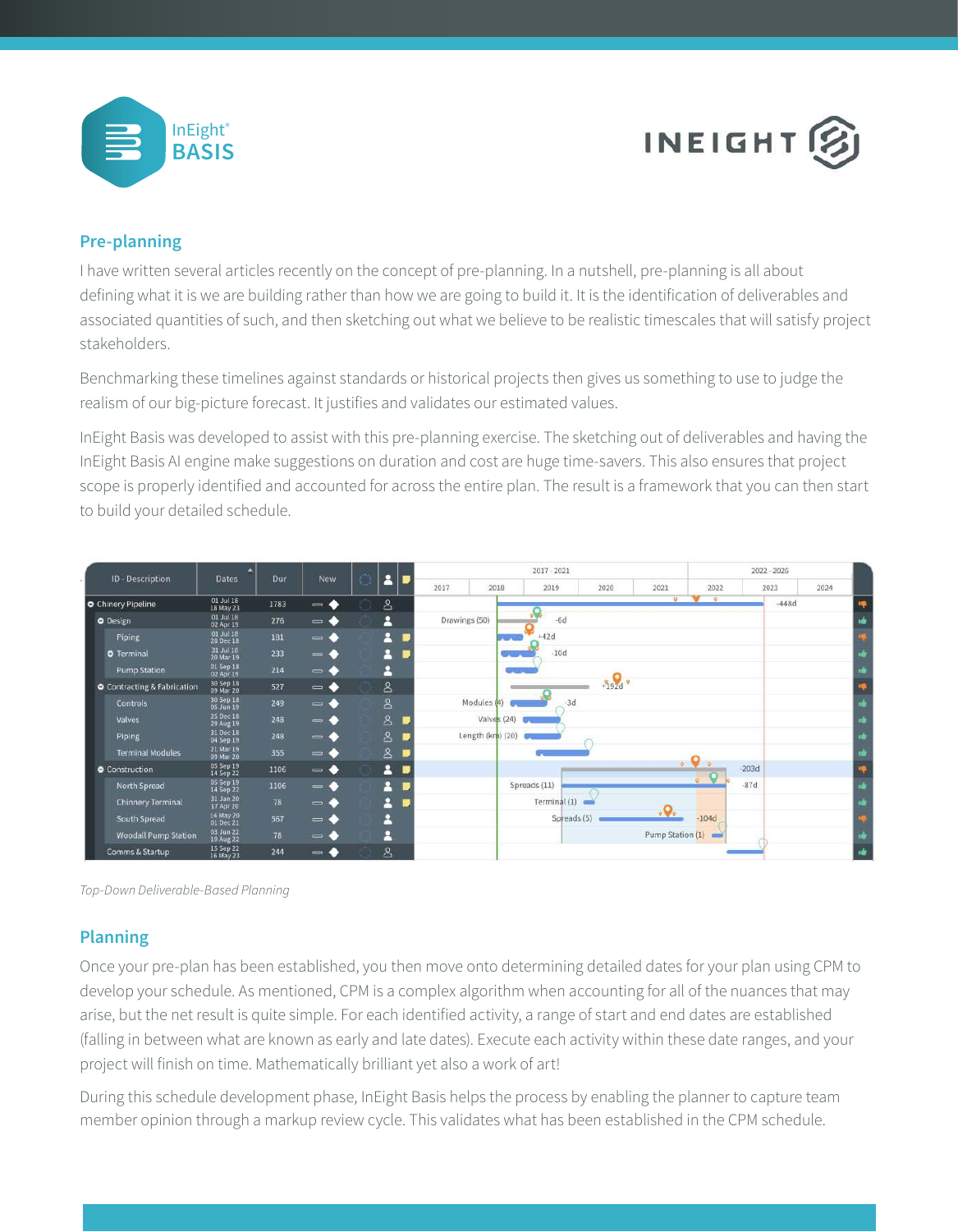## Pre-planning

I have written several articles recently on the concept of pre-planning. In a nutshell, pre-planning is all about defining what it is we are building rather than how we are going to build it. It is the identification of deliverables and associated quantities of such, and then sketching out what we believe to be realistic timescales that will satisfy project stakeholders.

Benchmarking these timelines against standards or historical projects then gives us something to use to judge the realism of our big-picture forecast. It justifies and validates our estimated values.

InEight Basis was developed to assist with this pre-planning exercise. The sketching out of deliverables and having the InEight Basis AI engine make suggestions on duration and cost are huge time-savers. This also ensures that project scope is properly identified and accounted for across the entire plan. The result is a framework that you can then start to build your detailed schedule.

*Top-Down Deliverable-Based Planning*

## Planning

Once your pre-plan has been established, you then move onto determining detailed dates for your plan using CPM to develop your schedule. As mentioned, CPM is a complex algorithm when accounting for all of the nuances that may arise, but the net result is quite simple. For each identified activity, a range of start and end dates are established (falling in between what are known as early and late dates). Execute each activity within these date ranges, and your project will finish on time. Mathematically brilliant yet also a work of art!

During this schedule development phase, InEight Basis helps the process by enabling the planner to capture team member opinion through a markup review cycle. This validates what has been established in the CPM schedule.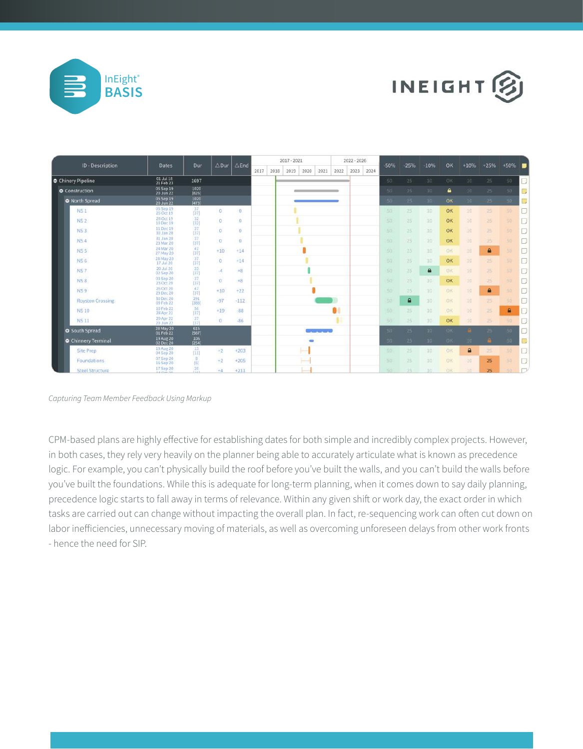*Capturing Team Member Feedback Using Markup*

CPM-based plans are highly effective for establishing dates for both simple and incredibly complex projects. However, in both cases, they rely very heavily on the planner being able to accurately articulate what is known as precedence logic. For example, you can't physically build the roof before you've built the walls, and you can't build the walls before you've built the foundations. While this is adequate for long-term planning, when it comes down to say daily planning, precedence logic starts to fall away in terms of relevance. Within any given shift or work day, the exact order in which tasks are carried out can change without impacting the overall plan. In fact, re-sequencing work can often cut down on labor inefficiencies, unnecessary moving of materials, as well as overcoming unforeseen delays from other work fronts - hence the need for SIP.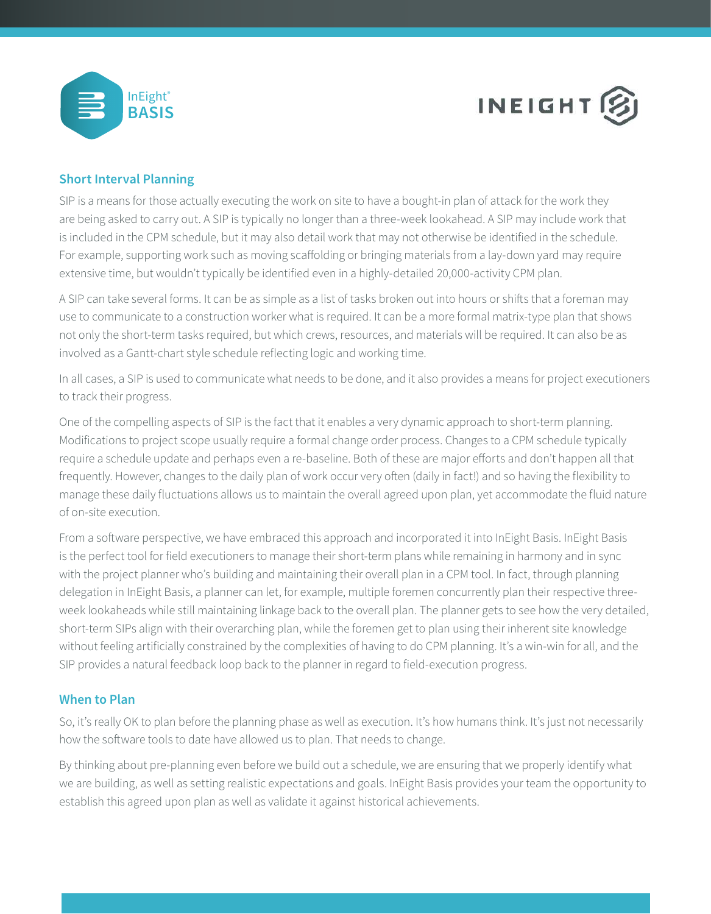## Short Interval Planning

SIP is a means for those actually executing the work on site to have a bought-in plan of attack for the work they are being asked to carry out. A SIP is typically no longer than a three-week lookahead. A SIP may include work that is included in the CPM schedule, but it may also detail work that may not otherwise be identified in the schedule. For example, supporting work such as moving scaffolding or bringing materials from a lay-down yard may require extensive time, but wouldn't typically be identified even in a highly-detailed 20,000-activity CPM plan.

A SIP can take several forms. It can be as simple as a list of tasks broken out into hours or shifts that a foreman may use to communicate to a construction worker what is required. It can be a more formal matrix-type plan that shows not only the short-term tasks required, but which crews, resources, and materials will be required. It can also be as involved as a Gantt-chart style schedule reflecting logic and working time.

In all cases, a SIP is used to communicate what needs to be done, and it also provides a means for project executioners to track their progress.

One of the compelling aspects of SIP is the fact that it enables a very dynamic approach to short-term planning. Modifications to project scope usually require a formal change order process. Changes to a CPM schedule typically require a schedule update and perhaps even a re-baseline. Both of these are major efforts and don't happen all that frequently. However, changes to the daily plan of work occur very often (daily in fact!) and so having the flexibility to manage these daily fluctuations allows us to maintain the overall agreed upon plan, yet accommodate the fluid nature of on-site execution.

From a software perspective, we have embraced this approach and incorporated it into InEight Basis. InEight Basis is the perfect tool for field executioners to manage their short-term plans while remaining in harmony and in sync with the project planner who's building and maintaining their overall plan in a CPM tool. In fact, through planning delegation in InEight Basis, a planner can let, for example, multiple foremen concurrently plan their respective three-week lookaheads while still maintaining linkage back to the overall plan. The planner gets to see how the very detailed, short-term SIPs align with their overarching plan, while the foremen get to plan using their inherent site knowledge without feeling artificially constrained by the complexities of having to do CPM planning. It's a win-win for all, and the SIP provides a natural feedback loop back to the planner in regard to field-execution progress.

## When to Plan

So, it's really OK to plan before the planning phase as well as execution. It's how humans think. It's just not necessarily how the software tools to date have allowed us to plan. That needs to change.

By thinking about pre-planning even before we build out a schedule, we are ensuring that we properly identify what we are building, as well as setting realistic expectations and goals. InEight Basis provides your team the opportunity to establish this agreed upon plan as well as validate it against historical achievements.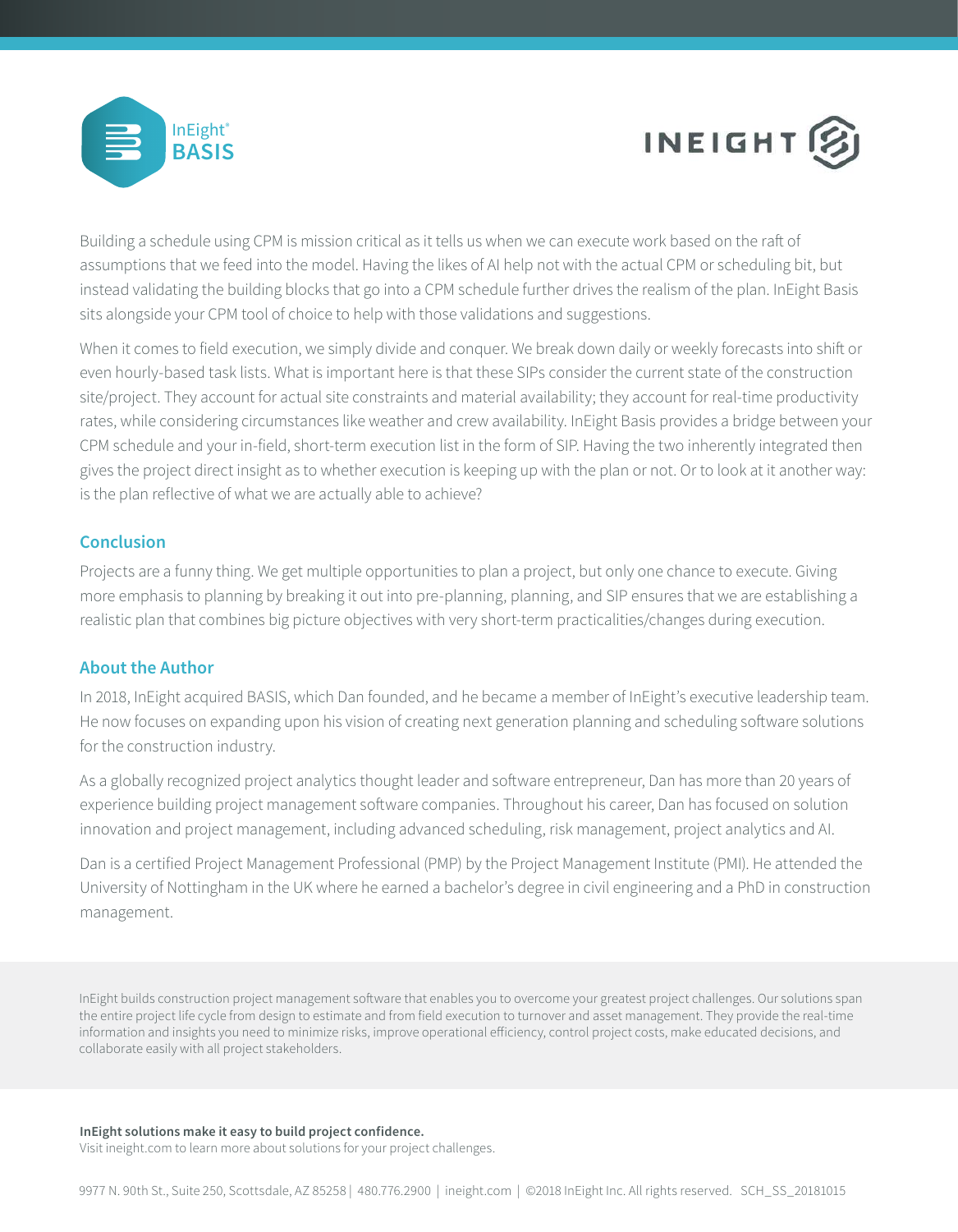Building a schedule using CPM is mission critical as it tells us when we can execute work based on the raft of assumptions that we feed into the model. Having the likes of AI help not with the actual CPM or scheduling bit, but instead validating the building blocks that go into a CPM schedule further drives the realism of the plan. InEight Basis sits alongside your CPM tool of choice to help with those validations and suggestions.

When it comes to field execution, we simply divide and conquer. We break down daily or weekly forecasts into shift or even hourly-based task lists. What is important here is that these SIPs consider the current state of the construction site/project. They account for actual site constraints and material availability; they account for real-time productivity rates, while considering circumstances like weather and crew availability. InEight Basis provides a bridge between your CPM schedule and your in-field, short-term execution list in the form of SIP. Having the two inherently integrated then gives the project direct insight as to whether execution is keeping up with the plan or not. Or to look at it another way: is the plan reflective of what we are actually able to achieve?

## Conclusion

Projects are a funny thing. We get multiple opportunities to plan a project, but only one chance to execute. Giving more emphasis to planning by breaking it out into pre-planning, planning, and SIP ensures that we are establishing a realistic plan that combines big picture objectives with very short-term practicalities/changes during execution.

## About the Author

In 2018, InEight acquired BASIS, which Dan founded, and he became a member of InEight's executive leadership team. He now focuses on expanding upon his vision of creating next generation planning and scheduling software solutions for the construction industry.

As a globally recognized project analytics thought leader and software entrepreneur, Dan has more than 20 years of experience building project management software companies. Throughout his career, Dan has focused on solution innovation and project management, including advanced scheduling, risk management, project analytics and AI.

Dan is a certified Project Management Professional (PMP) by the Project Management Institute (PMI). He attended the University of Nottingham in the UK where he earned a bachelor's degree in civil engineering and a PhD in construction management.

InEight builds construction project management software that enables you to overcome your greatest project challenges. Our solutions span the entire project life cycle from design to estimate and from field execution to turnover and asset management. They provide the real-time information and insights you need to minimize risks, improve operational efficiency, control project costs, make educated decisions, and collaborate easily with all project stakeholders.

**InEight solutions make it easy to build project confidence.**
Visit ineight.com to learn more about solutions for your project challenges.

9977 N. 90th St., Suite 250, Scottsdale, AZ 85258 | 480.776.2900 | ineight.com | ©2018 InEight Inc. All rights reserved. SCH_SS_20181015